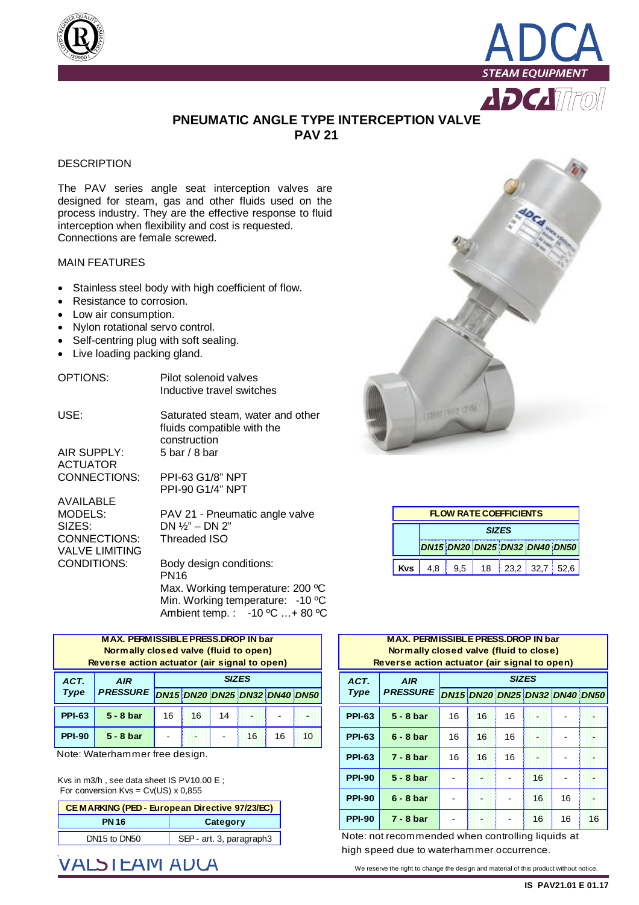# PNEUMATIC ANGLE TYPE INTERCEPTION VALVE
## PAV 21

### DESCRIPTION

The PAV series angle seat interception valves are designed for steam, gas and other fluids used on the process industry. They are the effective response to fluid interception when flexibility and cost is requested. Connections are female screwed.

### MAIN FEATURES

- Stainless steel body with high coefficient of flow.
- Resistance to corrosion.
- Low air consumption.
- Nylon rotational servo control.
- Self-centring plug with soft sealing.
- Live loading packing gland.

OPTIONS: Pilot solenoid valves
Inductive travel switches

USE: Saturated steam, water and other fluids compatible with the construction

AIR SUPPLY: 5 bar / 8 bar

ACTUATOR CONNECTIONS: PPI-63 G1/8" NPT
PPI-90 G1/4" NPT

AVAILABLE MODELS: PAV 21 - Pneumatic angle valve

SIZES: DN ½" – DN 2"

CONNECTIONS: Threaded ISO

VALVE LIMITING CONDITIONS: Body design conditions:
PN16
Max. Working temperature: 200 ºC
Min. Working temperature: -10 ºC
Ambient temp. : -10 ºC ...+ 80 ºC

**FLOW RATE COEFFICIENTS**

| | SIZES | | | | | |
|---|---|---|---|---|---|---|
| | DN15 | DN20 | DN25 | DN32 | DN40 | DN50 |
| Kvs | 4,8 | 9,5 | 18 | 23,2 | 32,7 | 52,6 |

**MAX. PERMISSIBLE PRESS.DROP IN bar**
**Normally closed valve (fluid to open)**
**Reverse action actuator (air signal to open)**

| ACT. Type | AIR PRESSURE | SIZES | | | | | |
|---|---|---|---|---|---|---|---|
| | | DN15 | DN20 | DN25 | DN32 | DN40 | DN50 |
| PPI-63 | 5 - 8 bar | 16 | 16 | 14 | - | - | - |
| PPI-90 | 5 - 8 bar | - | - | - | 16 | 16 | 10 |

Note: Waterhammer free design.

**MAX. PERMISSIBLE PRESS.DROP IN bar**
**Normally closed valve (fluid to close)**
**Reverse action actuator (air signal to open)**

| ACT. Type | AIR PRESSURE | SIZES | | | | | |
|---|---|---|---|---|---|---|---|
| | | DN15 | DN20 | DN25 | DN32 | DN40 | DN50 |
| PPI-63 | 5 - 8 bar | 16 | 16 | 16 | - | - | - |
| PPI-63 | 6 - 8 bar | 16 | 16 | 16 | - | - | - |
| PPI-63 | 7 - 8 bar | 16 | 16 | 16 | - | - | - |
| PPI-90 | 5 - 8 bar | - | - | - | 16 | - | - |
| PPI-90 | 6 - 8 bar | - | - | - | 16 | 16 | - |
| PPI-90 | 7 - 8 bar | - | - | - | 16 | 16 | 16 |

Note: not recommended when controlling liquids at high speed due to waterhammer occurrence.

Kvs in m3/h , see data sheet IS PV10.00 E ;
For conversion Kvs = Cv(US) x 0,855

| CE MARKING (PED - European Directive 97/23/EC) | |
|---|---|
| PN 16 | Category |
| DN15 to DN50 | SEP - art. 3, paragraph3 |

We reserve the right to change the design and material of this product without notice.

IS PAV21.01 E 01.17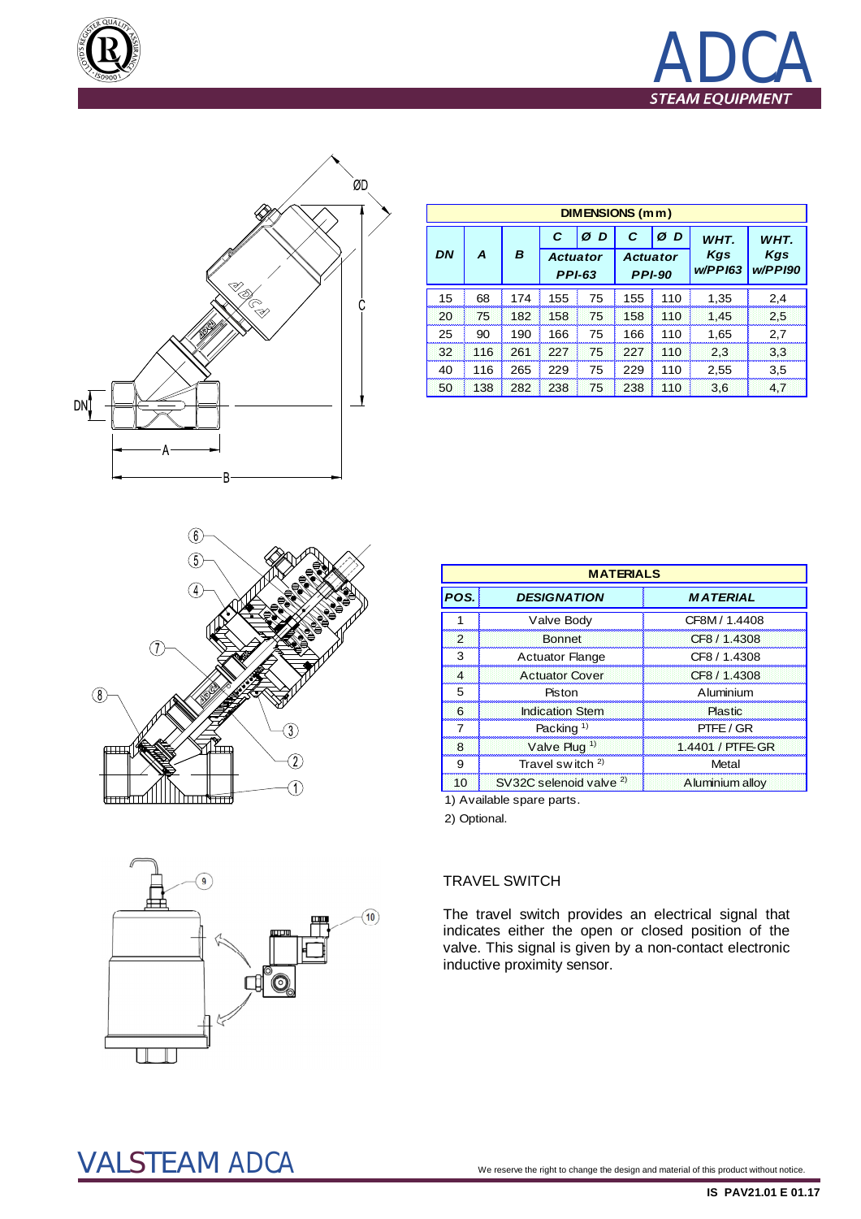| DIMENSIONS (mm) | | | | | | | | |
|---|---|---|---|---|---|---|---|---|
| DN | A | B | C | Ø D | C | Ø D | WHT. Kgs w/PPI63 | WHT. Kgs w/PPI90 |
| | | | Actuator PPI-63 | | Actuator PPI-90 | | | |
| 15 | 68 | 174 | 155 | 75 | 155 | 110 | 1,35 | 2,4 |
| 20 | 75 | 182 | 158 | 75 | 158 | 110 | 1,45 | 2,5 |
| 25 | 90 | 190 | 166 | 75 | 166 | 110 | 1,65 | 2,7 |
| 32 | 116 | 261 | 227 | 75 | 227 | 110 | 2,3 | 3,3 |
| 40 | 116 | 265 | 229 | 75 | 229 | 110 | 2,55 | 3,5 |
| 50 | 138 | 282 | 238 | 75 | 238 | 110 | 3,6 | 4,7 |

| MATERIALS | | |
|---|---|---|
| POS. | DESIGNATION | MATERIAL |
| 1 | Valve Body | CF8M / 1.4408 |
| 2 | Bonnet | CF8 / 1.4308 |
| 3 | Actuator Flange | CF8 / 1.4308 |
| 4 | Actuator Cover | CF8 / 1.4308 |
| 5 | Piston | Aluminium |
| 6 | Indication Stem | Plastic |
| 7 | Packing [1] | PTFE / GR |
| 8 | Valve Plug [1] | 1.4401 / PTFE-GR |
| 9 | Travel switch [2] | Metal |
| 10 | SV32C selenoid valve [2] | Aluminium alloy |

1) Available spare parts.

2) Optional.

## TRAVEL SWITCH

The travel switch provides an electrical signal that indicates either the open or closed position of the valve. This signal is given by a non-contact electronic inductive proximity sensor.

We reserve the right to change the design and material of this product without notice.

IS PAV21.01 E 01.17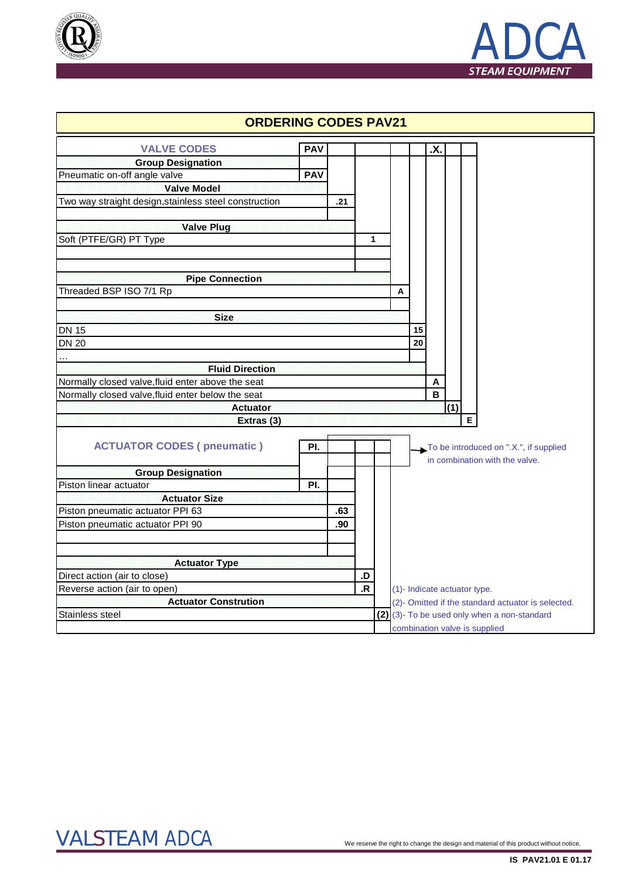## ORDERING CODES PAV21

| VALVE CODES | PAV | | | | | .X. | | |
|---|---|---|---|---|---|---|---|---|
| **Group Designation** | | | | | | | | |
| Pneumatic on-off angle valve | PAV | | | | | | | |
| **Valve Model** | | | | | | | | |
| Two way straight design,stainless steel construction | | .21 | | | | | | |
| **Valve Plug** | | | | | | | | |
| Soft (PTFE/GR) PT Type | | | 1 | | | | | |
| **Pipe Connection** | | | | | | | | |
| Threaded BSP ISO 7/1 Rp | | | | A | | | | |
| **Size** | | | | | | | | |
| DN 15 | | | | | 15 | | | |
| DN 20 | | | | | 20 | | | |
| … | | | | | | | | |
| **Fluid Direction** | | | | | | | | |
| Normally closed valve,fluid enter above the seat | | | | | | A | | |
| Normally closed valve,fluid enter below the seat | | | | | | B | | |
| **Actuator** | | | | | | | (1) | |
| **Extras (3)** | | | | | | | | E |

| ACTUATOR CODES ( pneumatic ) | PI. | | | |
|---|---|---|---|---|
| **Group Designation** | | | | |
| Piston linear actuator | PI. | | | |
| **Actuator Size** | | | | |
| Piston pneumatic actuator PPI 63 | | .63 | | |
| Piston pneumatic actuator PPI 90 | | .90 | | |
| **Actuator Type** | | | | |
| Direct action (air to close) | | | .D | |
| Reverse action (air to open) | | | .R | |
| **Actuator Constrution** | | | | |
| Stainless steel | | | | (2) |

To be introduced on ".X.", if supplied in combination with the valve.

(1)- Indicate actuator type.

(2)- Omitted if the standard actuator is selected.

(3)- To be used only when a non-standard combination valve is supplied

We reserve the right to change the design and material of this product without notice.

IS PAV21.01 E 01.17